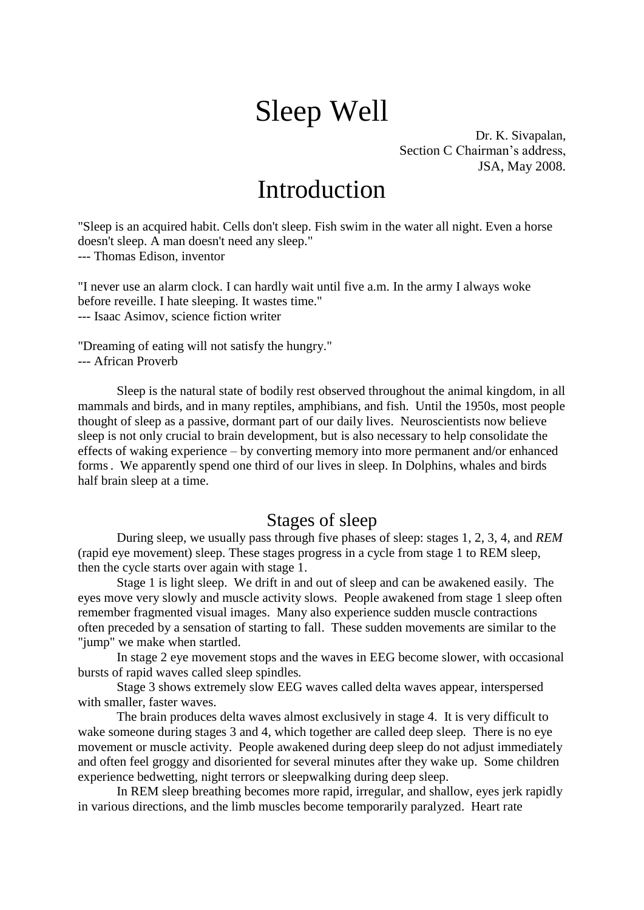# Sleep Well

Dr. K. Sivapalan,  
Section C Chairman's address,  
JSA, May 2008.

# Introduction

"Sleep is an acquired habit. Cells don't sleep. Fish swim in the water all night. Even a horse doesn't sleep. A man doesn't need any sleep."  
--- Thomas Edison, inventor

"I never use an alarm clock. I can hardly wait until five a.m. In the army I always woke before reveille. I hate sleeping. It wastes time."  
--- Isaac Asimov, science fiction writer

"Dreaming of eating will not satisfy the hungry."  
--- African Proverb

Sleep is the natural state of bodily rest observed throughout the animal kingdom, in all mammals and birds, and in many reptiles, amphibians, and fish. Until the 1950s, most people thought of sleep as a passive, dormant part of our daily lives. Neuroscientists now believe sleep is not only crucial to brain development, but is also necessary to help consolidate the effects of waking experience – by converting memory into more permanent and/or enhanced forms. We apparently spend one third of our lives in sleep. In Dolphins, whales and birds half brain sleep at a time.

## Stages of sleep

During sleep, we usually pass through five phases of sleep: stages 1, 2, 3, 4, and *REM* (rapid eye movement) sleep. These stages progress in a cycle from stage 1 to REM sleep, then the cycle starts over again with stage 1.

Stage 1 is light sleep. We drift in and out of sleep and can be awakened easily. The eyes move very slowly and muscle activity slows. People awakened from stage 1 sleep often remember fragmented visual images. Many also experience sudden muscle contractions often preceded by a sensation of starting to fall. These sudden movements are similar to the "jump" we make when startled.

In stage 2 eye movement stops and the waves in EEG become slower, with occasional bursts of rapid waves called sleep spindles.

Stage 3 shows extremely slow EEG waves called delta waves appear, interspersed with smaller, faster waves.

The brain produces delta waves almost exclusively in stage 4. It is very difficult to wake someone during stages 3 and 4, which together are called deep sleep. There is no eye movement or muscle activity. People awakened during deep sleep do not adjust immediately and often feel groggy and disoriented for several minutes after they wake up. Some children experience bedwetting, night terrors or sleepwalking during deep sleep.

In REM sleep breathing becomes more rapid, irregular, and shallow, eyes jerk rapidly in various directions, and the limb muscles become temporarily paralyzed. Heart rate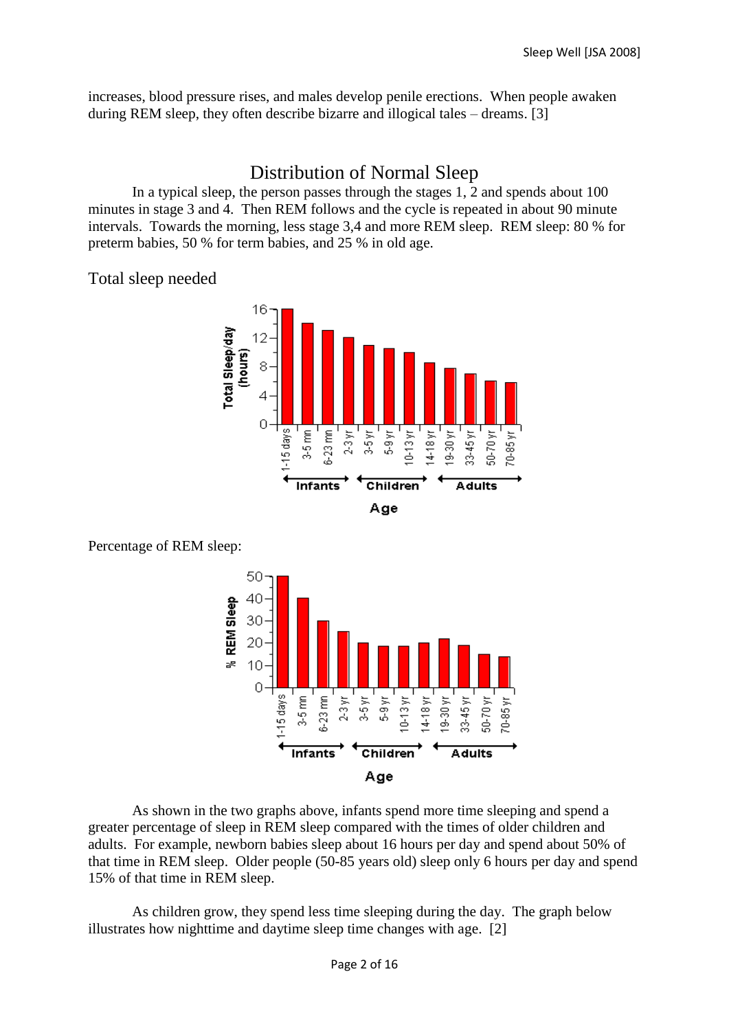increases, blood pressure rises, and males develop penile erections. When people awaken during REM sleep, they often describe bizarre and illogical tales – dreams. [3]

## Distribution of Normal Sleep

In a typical sleep, the person passes through the stages 1, 2 and spends about 100 minutes in stage 3 and 4. Then REM follows and the cycle is repeated in about 90 minute intervals. Towards the morning, less stage 3,4 and more REM sleep. REM sleep: 80 % for preterm babies, 50 % for term babies, and 25 % in old age.

### Total sleep needed

Percentage of REM sleep:

As shown in the two graphs above, infants spend more time sleeping and spend a greater percentage of sleep in REM sleep compared with the times of older children and adults. For example, newborn babies sleep about 16 hours per day and spend about 50% of that time in REM sleep. Older people (50-85 years old) sleep only 6 hours per day and spend 15% of that time in REM sleep.

As children grow, they spend less time sleeping during the day. The graph below illustrates how nighttime and daytime sleep time changes with age. [2]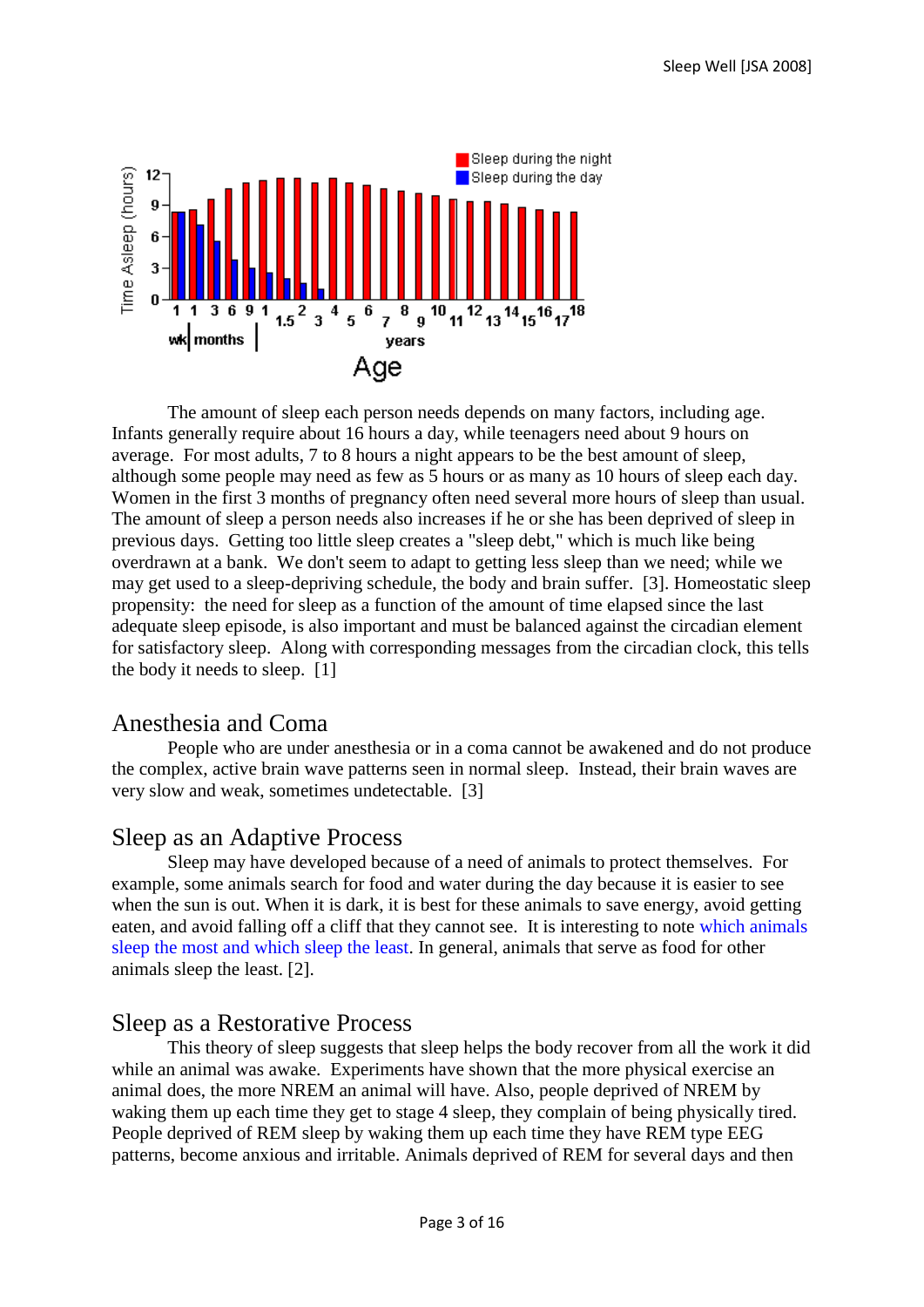The amount of sleep each person needs depends on many factors, including age. Infants generally require about 16 hours a day, while teenagers need about 9 hours on average. For most adults, 7 to 8 hours a night appears to be the best amount of sleep, although some people may need as few as 5 hours or as many as 10 hours of sleep each day. Women in the first 3 months of pregnancy often need several more hours of sleep than usual. The amount of sleep a person needs also increases if he or she has been deprived of sleep in previous days. Getting too little sleep creates a "sleep debt," which is much like being overdrawn at a bank. We don't seem to adapt to getting less sleep than we need; while we may get used to a sleep-depriving schedule, the body and brain suffer. [3]. Homeostatic sleep propensity: the need for sleep as a function of the amount of time elapsed since the last adequate sleep episode, is also important and must be balanced against the circadian element for satisfactory sleep. Along with corresponding messages from the circadian clock, this tells the body it needs to sleep. [1]

## Anesthesia and Coma

People who are under anesthesia or in a coma cannot be awakened and do not produce the complex, active brain wave patterns seen in normal sleep. Instead, their brain waves are very slow and weak, sometimes undetectable. [3]

## Sleep as an Adaptive Process

Sleep may have developed because of a need of animals to protect themselves. For example, some animals search for food and water during the day because it is easier to see when the sun is out. When it is dark, it is best for these animals to save energy, avoid getting eaten, and avoid falling off a cliff that they cannot see. It is interesting to note which animals sleep the most and which sleep the least. In general, animals that serve as food for other animals sleep the least. [2].

## Sleep as a Restorative Process

This theory of sleep suggests that sleep helps the body recover from all the work it did while an animal was awake. Experiments have shown that the more physical exercise an animal does, the more NREM an animal will have. Also, people deprived of NREM by waking them up each time they get to stage 4 sleep, they complain of being physically tired. People deprived of REM sleep by waking them up each time they have REM type EEG patterns, become anxious and irritable. Animals deprived of REM for several days and then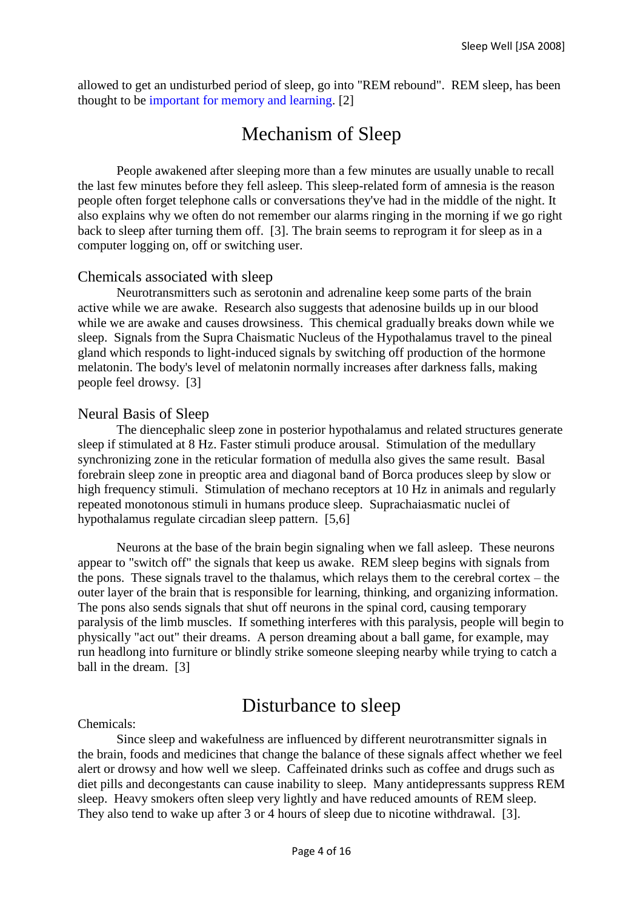allowed to get an undisturbed period of sleep, go into "REM rebound". REM sleep, has been thought to be important for memory and learning. [2]

# Mechanism of Sleep

People awakened after sleeping more than a few minutes are usually unable to recall the last few minutes before they fell asleep. This sleep-related form of amnesia is the reason people often forget telephone calls or conversations they've had in the middle of the night. It also explains why we often do not remember our alarms ringing in the morning if we go right back to sleep after turning them off. [3]. The brain seems to reprogram it for sleep as in a computer logging on, off or switching user.

## Chemicals associated with sleep

Neurotransmitters such as serotonin and adrenaline keep some parts of the brain active while we are awake. Research also suggests that adenosine builds up in our blood while we are awake and causes drowsiness. This chemical gradually breaks down while we sleep. Signals from the Supra Chaismatic Nucleus of the Hypothalamus travel to the pineal gland which responds to light-induced signals by switching off production of the hormone melatonin. The body's level of melatonin normally increases after darkness falls, making people feel drowsy. [3]

## Neural Basis of Sleep

The diencephalic sleep zone in posterior hypothalamus and related structures generate sleep if stimulated at 8 Hz. Faster stimuli produce arousal. Stimulation of the medullary synchronizing zone in the reticular formation of medulla also gives the same result. Basal forebrain sleep zone in preoptic area and diagonal band of Borca produces sleep by slow or high frequency stimuli. Stimulation of mechano receptors at 10 Hz in animals and regularly repeated monotonous stimuli in humans produce sleep. Suprachaiasmatic nuclei of hypothalamus regulate circadian sleep pattern. [5,6]

Neurons at the base of the brain begin signaling when we fall asleep. These neurons appear to "switch off" the signals that keep us awake. REM sleep begins with signals from the pons. These signals travel to the thalamus, which relays them to the cerebral cortex – the outer layer of the brain that is responsible for learning, thinking, and organizing information. The pons also sends signals that shut off neurons in the spinal cord, causing temporary paralysis of the limb muscles. If something interferes with this paralysis, people will begin to physically "act out" their dreams. A person dreaming about a ball game, for example, may run headlong into furniture or blindly strike someone sleeping nearby while trying to catch a ball in the dream. [3]

# Disturbance to sleep

Chemicals:

Since sleep and wakefulness are influenced by different neurotransmitter signals in the brain, foods and medicines that change the balance of these signals affect whether we feel alert or drowsy and how well we sleep. Caffeinated drinks such as coffee and drugs such as diet pills and decongestants can cause inability to sleep. Many antidepressants suppress REM sleep. Heavy smokers often sleep very lightly and have reduced amounts of REM sleep. They also tend to wake up after 3 or 4 hours of sleep due to nicotine withdrawal. [3].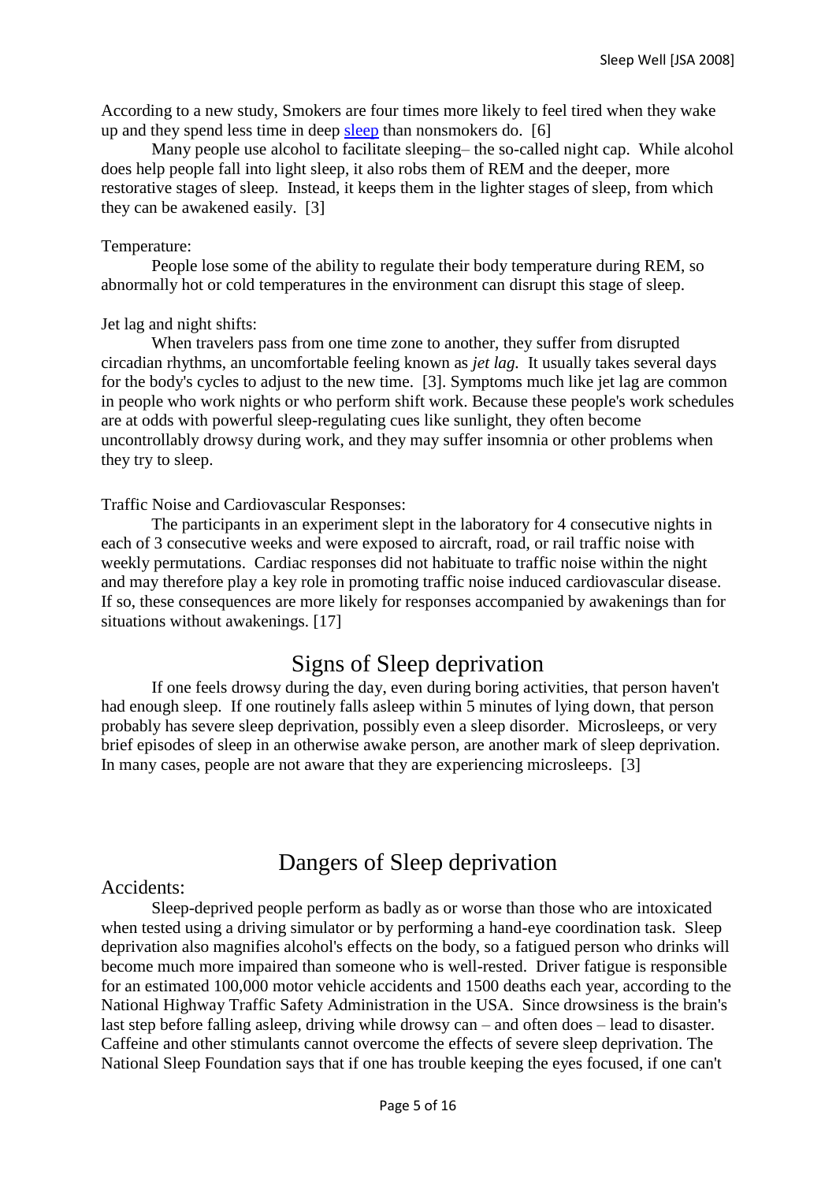According to a new study, Smokers are four times more likely to feel tired when they wake up and they spend less time in deep sleep than nonsmokers do. [6]

Many people use alcohol to facilitate sleeping– the so-called night cap. While alcohol does help people fall into light sleep, it also robs them of REM and the deeper, more restorative stages of sleep. Instead, it keeps them in the lighter stages of sleep, from which they can be awakened easily. [3]

Temperature:

People lose some of the ability to regulate their body temperature during REM, so abnormally hot or cold temperatures in the environment can disrupt this stage of sleep.

Jet lag and night shifts:

When travelers pass from one time zone to another, they suffer from disrupted circadian rhythms, an uncomfortable feeling known as *jet lag.* It usually takes several days for the body's cycles to adjust to the new time. [3]. Symptoms much like jet lag are common in people who work nights or who perform shift work. Because these people's work schedules are at odds with powerful sleep-regulating cues like sunlight, they often become uncontrollably drowsy during work, and they may suffer insomnia or other problems when they try to sleep.

Traffic Noise and Cardiovascular Responses:

The participants in an experiment slept in the laboratory for 4 consecutive nights in each of 3 consecutive weeks and were exposed to aircraft, road, or rail traffic noise with weekly permutations. Cardiac responses did not habituate to traffic noise within the night and may therefore play a key role in promoting traffic noise induced cardiovascular disease. If so, these consequences are more likely for responses accompanied by awakenings than for situations without awakenings. [17]

# Signs of Sleep deprivation

If one feels drowsy during the day, even during boring activities, that person haven't had enough sleep. If one routinely falls asleep within 5 minutes of lying down, that person probably has severe sleep deprivation, possibly even a sleep disorder. Microsleeps, or very brief episodes of sleep in an otherwise awake person, are another mark of sleep deprivation. In many cases, people are not aware that they are experiencing microsleeps. [3]

# Dangers of Sleep deprivation

## Accidents:

Sleep-deprived people perform as badly as or worse than those who are intoxicated when tested using a driving simulator or by performing a hand-eye coordination task. Sleep deprivation also magnifies alcohol's effects on the body, so a fatigued person who drinks will become much more impaired than someone who is well-rested. Driver fatigue is responsible for an estimated 100,000 motor vehicle accidents and 1500 deaths each year, according to the National Highway Traffic Safety Administration in the USA. Since drowsiness is the brain's last step before falling asleep, driving while drowsy can – and often does – lead to disaster. Caffeine and other stimulants cannot overcome the effects of severe sleep deprivation. The National Sleep Foundation says that if one has trouble keeping the eyes focused, if one can't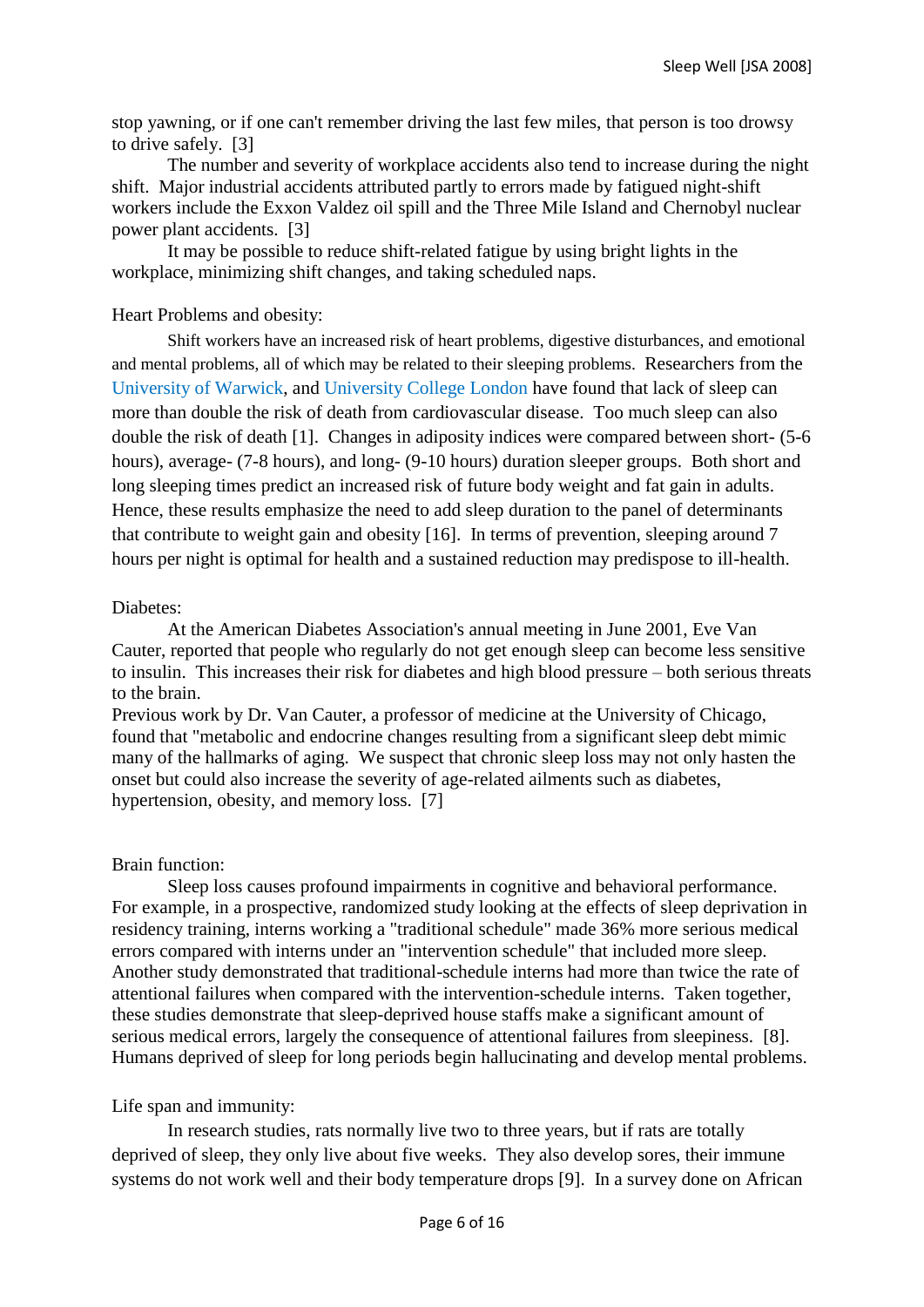stop yawning, or if one can't remember driving the last few miles, that person is too drowsy to drive safely. [3]

The number and severity of workplace accidents also tend to increase during the night shift. Major industrial accidents attributed partly to errors made by fatigued night-shift workers include the Exxon Valdez oil spill and the Three Mile Island and Chernobyl nuclear power plant accidents. [3]

It may be possible to reduce shift-related fatigue by using bright lights in the workplace, minimizing shift changes, and taking scheduled naps.

Heart Problems and obesity:

Shift workers have an increased risk of heart problems, digestive disturbances, and emotional and mental problems, all of which may be related to their sleeping problems. Researchers from the University of Warwick, and University College London have found that lack of sleep can more than double the risk of death from cardiovascular disease. Too much sleep can also double the risk of death [1]. Changes in adiposity indices were compared between short- (5-6 hours), average- (7-8 hours), and long- (9-10 hours) duration sleeper groups. Both short and long sleeping times predict an increased risk of future body weight and fat gain in adults. Hence, these results emphasize the need to add sleep duration to the panel of determinants that contribute to weight gain and obesity [16]. In terms of prevention, sleeping around 7 hours per night is optimal for health and a sustained reduction may predispose to ill-health.

Diabetes:

At the American Diabetes Association's annual meeting in June 2001, Eve Van Cauter, reported that people who regularly do not get enough sleep can become less sensitive to insulin. This increases their risk for diabetes and high blood pressure – both serious threats to the brain.
Previous work by Dr. Van Cauter, a professor of medicine at the University of Chicago, found that "metabolic and endocrine changes resulting from a significant sleep debt mimic many of the hallmarks of aging. We suspect that chronic sleep loss may not only hasten the onset but could also increase the severity of age-related ailments such as diabetes, hypertension, obesity, and memory loss. [7]

Brain function:

Sleep loss causes profound impairments in cognitive and behavioral performance. For example, in a prospective, randomized study looking at the effects of sleep deprivation in residency training, interns working a "traditional schedule" made 36% more serious medical errors compared with interns under an "intervention schedule" that included more sleep. Another study demonstrated that traditional-schedule interns had more than twice the rate of attentional failures when compared with the intervention-schedule interns. Taken together, these studies demonstrate that sleep-deprived house staffs make a significant amount of serious medical errors, largely the consequence of attentional failures from sleepiness. [8].
Humans deprived of sleep for long periods begin hallucinating and develop mental problems.

Life span and immunity:

In research studies, rats normally live two to three years, but if rats are totally deprived of sleep, they only live about five weeks. They also develop sores, their immune systems do not work well and their body temperature drops [9]. In a survey done on African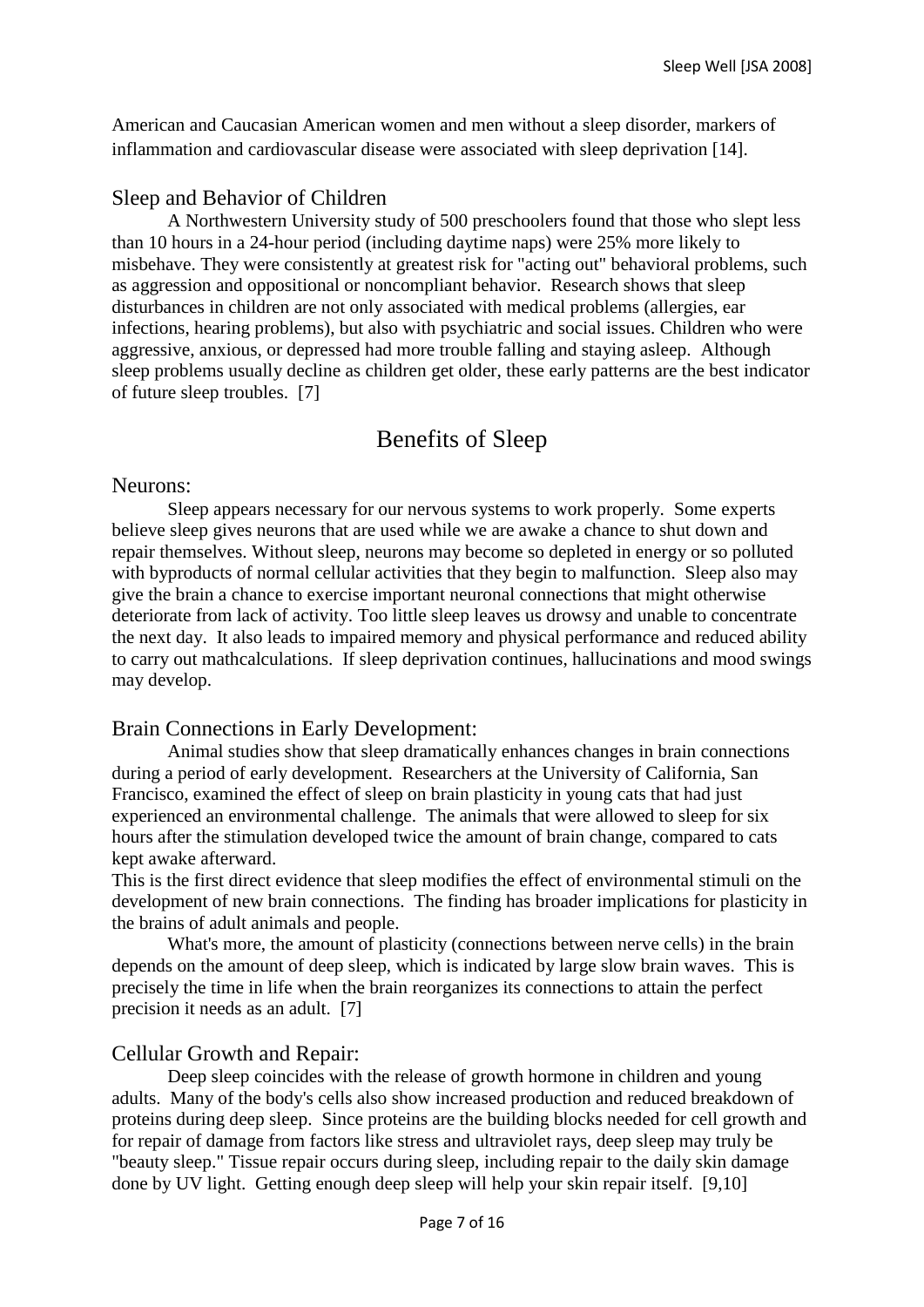American and Caucasian American women and men without a sleep disorder, markers of inflammation and cardiovascular disease were associated with sleep deprivation [14].

### Sleep and Behavior of Children

A Northwestern University study of 500 preschoolers found that those who slept less than 10 hours in a 24-hour period (including daytime naps) were 25% more likely to misbehave. They were consistently at greatest risk for "acting out" behavioral problems, such as aggression and oppositional or noncompliant behavior. Research shows that sleep disturbances in children are not only associated with medical problems (allergies, ear infections, hearing problems), but also with psychiatric and social issues. Children who were aggressive, anxious, or depressed had more trouble falling and staying asleep. Although sleep problems usually decline as children get older, these early patterns are the best indicator of future sleep troubles. [7]

## Benefits of Sleep

### Neurons:

Sleep appears necessary for our nervous systems to work properly. Some experts believe sleep gives neurons that are used while we are awake a chance to shut down and repair themselves. Without sleep, neurons may become so depleted in energy or so polluted with byproducts of normal cellular activities that they begin to malfunction. Sleep also may give the brain a chance to exercise important neuronal connections that might otherwise deteriorate from lack of activity. Too little sleep leaves us drowsy and unable to concentrate the next day. It also leads to impaired memory and physical performance and reduced ability to carry out mathcalculations. If sleep deprivation continues, hallucinations and mood swings may develop.

### Brain Connections in Early Development:

Animal studies show that sleep dramatically enhances changes in brain connections during a period of early development. Researchers at the University of California, San Francisco, examined the effect of sleep on brain plasticity in young cats that had just experienced an environmental challenge. The animals that were allowed to sleep for six hours after the stimulation developed twice the amount of brain change, compared to cats kept awake afterward.

This is the first direct evidence that sleep modifies the effect of environmental stimuli on the development of new brain connections. The finding has broader implications for plasticity in the brains of adult animals and people.

What's more, the amount of plasticity (connections between nerve cells) in the brain depends on the amount of deep sleep, which is indicated by large slow brain waves. This is precisely the time in life when the brain reorganizes its connections to attain the perfect precision it needs as an adult. [7]

### Cellular Growth and Repair:

Deep sleep coincides with the release of growth hormone in children and young adults. Many of the body's cells also show increased production and reduced breakdown of proteins during deep sleep. Since proteins are the building blocks needed for cell growth and for repair of damage from factors like stress and ultraviolet rays, deep sleep may truly be "beauty sleep." Tissue repair occurs during sleep, including repair to the daily skin damage done by UV light. Getting enough deep sleep will help your skin repair itself. [9,10]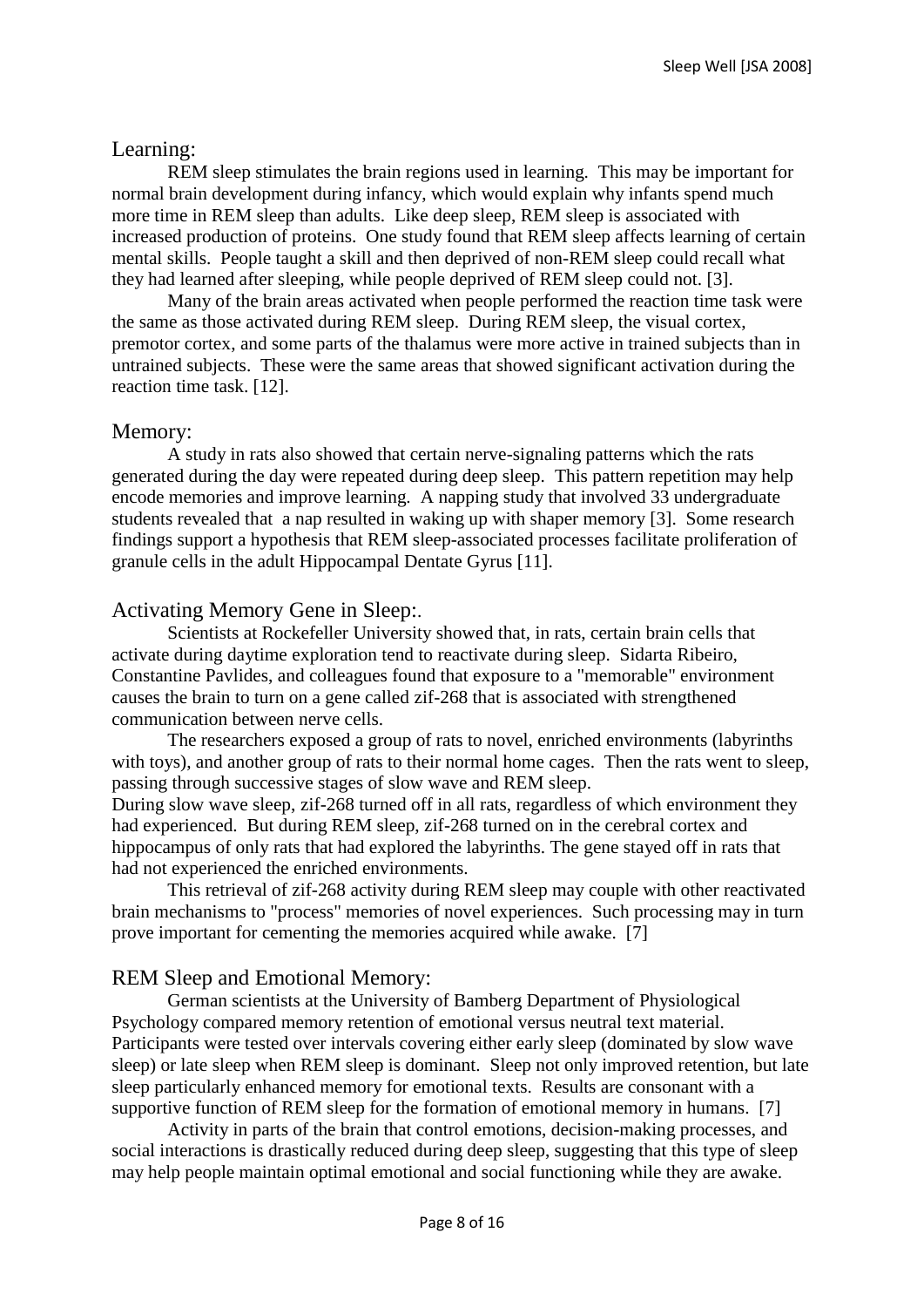## Learning:

REM sleep stimulates the brain regions used in learning. This may be important for normal brain development during infancy, which would explain why infants spend much more time in REM sleep than adults. Like deep sleep, REM sleep is associated with increased production of proteins. One study found that REM sleep affects learning of certain mental skills. People taught a skill and then deprived of non-REM sleep could recall what they had learned after sleeping, while people deprived of REM sleep could not. [3].

Many of the brain areas activated when people performed the reaction time task were the same as those activated during REM sleep. During REM sleep, the visual cortex, premotor cortex, and some parts of the thalamus were more active in trained subjects than in untrained subjects. These were the same areas that showed significant activation during the reaction time task. [12].

## Memory:

A study in rats also showed that certain nerve-signaling patterns which the rats generated during the day were repeated during deep sleep. This pattern repetition may help encode memories and improve learning. A napping study that involved 33 undergraduate students revealed that a nap resulted in waking up with shaper memory [3]. Some research findings support a hypothesis that REM sleep-associated processes facilitate proliferation of granule cells in the adult Hippocampal Dentate Gyrus [11].

## Activating Memory Gene in Sleep:.

Scientists at Rockefeller University showed that, in rats, certain brain cells that activate during daytime exploration tend to reactivate during sleep. Sidarta Ribeiro, Constantine Pavlides, and colleagues found that exposure to a "memorable" environment causes the brain to turn on a gene called zif-268 that is associated with strengthened communication between nerve cells.

The researchers exposed a group of rats to novel, enriched environments (labyrinths with toys), and another group of rats to their normal home cages. Then the rats went to sleep, passing through successive stages of slow wave and REM sleep.

During slow wave sleep, zif-268 turned off in all rats, regardless of which environment they had experienced. But during REM sleep, zif-268 turned on in the cerebral cortex and hippocampus of only rats that had explored the labyrinths. The gene stayed off in rats that had not experienced the enriched environments.

This retrieval of zif-268 activity during REM sleep may couple with other reactivated brain mechanisms to "process" memories of novel experiences. Such processing may in turn prove important for cementing the memories acquired while awake. [7]

## REM Sleep and Emotional Memory:

German scientists at the University of Bamberg Department of Physiological Psychology compared memory retention of emotional versus neutral text material. Participants were tested over intervals covering either early sleep (dominated by slow wave sleep) or late sleep when REM sleep is dominant. Sleep not only improved retention, but late sleep particularly enhanced memory for emotional texts. Results are consonant with a supportive function of REM sleep for the formation of emotional memory in humans. [7]

Activity in parts of the brain that control emotions, decision-making processes, and social interactions is drastically reduced during deep sleep, suggesting that this type of sleep may help people maintain optimal emotional and social functioning while they are awake.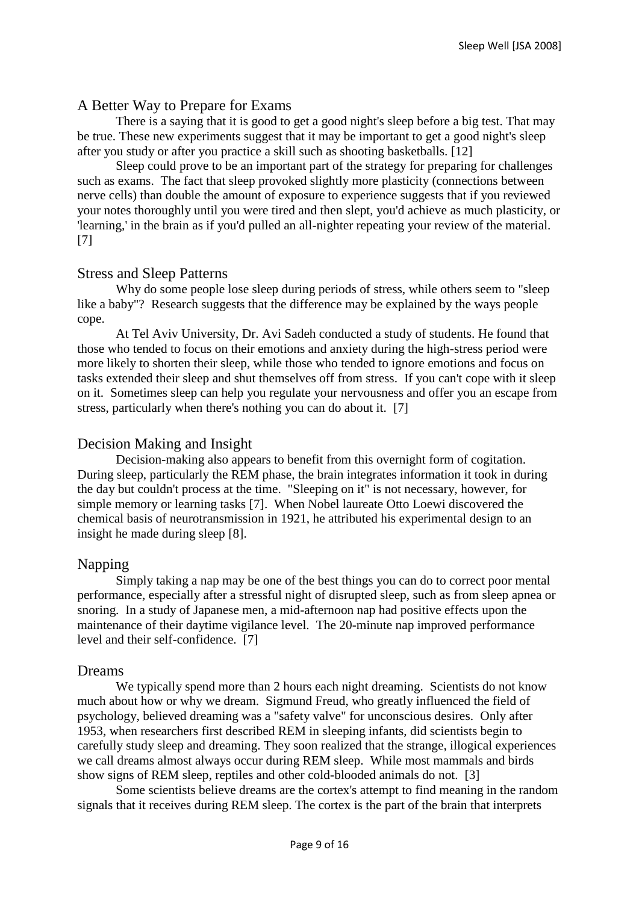## A Better Way to Prepare for Exams

There is a saying that it is good to get a good night's sleep before a big test. That may be true. These new experiments suggest that it may be important to get a good night's sleep after you study or after you practice a skill such as shooting basketballs. [12]

Sleep could prove to be an important part of the strategy for preparing for challenges such as exams. The fact that sleep provoked slightly more plasticity (connections between nerve cells) than double the amount of exposure to experience suggests that if you reviewed your notes thoroughly until you were tired and then slept, you'd achieve as much plasticity, or 'learning,' in the brain as if you'd pulled an all-nighter repeating your review of the material. [7]

## Stress and Sleep Patterns

Why do some people lose sleep during periods of stress, while others seem to "sleep like a baby"? Research suggests that the difference may be explained by the ways people cope.

At Tel Aviv University, Dr. Avi Sadeh conducted a study of students. He found that those who tended to focus on their emotions and anxiety during the high-stress period were more likely to shorten their sleep, while those who tended to ignore emotions and focus on tasks extended their sleep and shut themselves off from stress. If you can't cope with it sleep on it. Sometimes sleep can help you regulate your nervousness and offer you an escape from stress, particularly when there's nothing you can do about it. [7]

## Decision Making and Insight

Decision-making also appears to benefit from this overnight form of cogitation. During sleep, particularly the REM phase, the brain integrates information it took in during the day but couldn't process at the time. "Sleeping on it" is not necessary, however, for simple memory or learning tasks [7]. When Nobel laureate Otto Loewi discovered the chemical basis of neurotransmission in 1921, he attributed his experimental design to an insight he made during sleep [8].

## Napping

Simply taking a nap may be one of the best things you can do to correct poor mental performance, especially after a stressful night of disrupted sleep, such as from sleep apnea or snoring. In a study of Japanese men, a mid-afternoon nap had positive effects upon the maintenance of their daytime vigilance level. The 20-minute nap improved performance level and their self-confidence. [7]

## Dreams

We typically spend more than 2 hours each night dreaming. Scientists do not know much about how or why we dream. Sigmund Freud, who greatly influenced the field of psychology, believed dreaming was a "safety valve" for unconscious desires. Only after 1953, when researchers first described REM in sleeping infants, did scientists begin to carefully study sleep and dreaming. They soon realized that the strange, illogical experiences we call dreams almost always occur during REM sleep. While most mammals and birds show signs of REM sleep, reptiles and other cold-blooded animals do not. [3]

Some scientists believe dreams are the cortex's attempt to find meaning in the random signals that it receives during REM sleep. The cortex is the part of the brain that interprets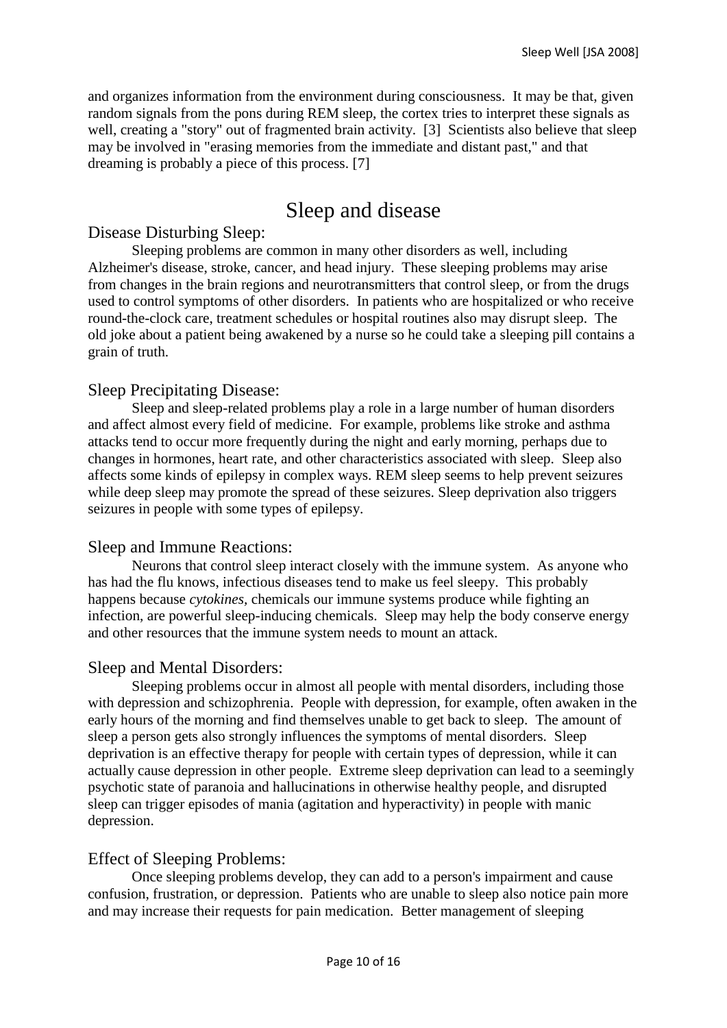and organizes information from the environment during consciousness. It may be that, given random signals from the pons during REM sleep, the cortex tries to interpret these signals as well, creating a "story" out of fragmented brain activity. [3] Scientists also believe that sleep may be involved in "erasing memories from the immediate and distant past," and that dreaming is probably a piece of this process. [7]

# Sleep and disease

## Disease Disturbing Sleep:

Sleeping problems are common in many other disorders as well, including Alzheimer's disease, stroke, cancer, and head injury. These sleeping problems may arise from changes in the brain regions and neurotransmitters that control sleep, or from the drugs used to control symptoms of other disorders. In patients who are hospitalized or who receive round-the-clock care, treatment schedules or hospital routines also may disrupt sleep. The old joke about a patient being awakened by a nurse so he could take a sleeping pill contains a grain of truth.

## Sleep Precipitating Disease:

Sleep and sleep-related problems play a role in a large number of human disorders and affect almost every field of medicine. For example, problems like stroke and asthma attacks tend to occur more frequently during the night and early morning, perhaps due to changes in hormones, heart rate, and other characteristics associated with sleep. Sleep also affects some kinds of epilepsy in complex ways. REM sleep seems to help prevent seizures while deep sleep may promote the spread of these seizures. Sleep deprivation also triggers seizures in people with some types of epilepsy.

## Sleep and Immune Reactions:

Neurons that control sleep interact closely with the immune system. As anyone who has had the flu knows, infectious diseases tend to make us feel sleepy. This probably happens because *cytokines*, chemicals our immune systems produce while fighting an infection, are powerful sleep-inducing chemicals. Sleep may help the body conserve energy and other resources that the immune system needs to mount an attack.

## Sleep and Mental Disorders:

Sleeping problems occur in almost all people with mental disorders, including those with depression and schizophrenia. People with depression, for example, often awaken in the early hours of the morning and find themselves unable to get back to sleep. The amount of sleep a person gets also strongly influences the symptoms of mental disorders. Sleep deprivation is an effective therapy for people with certain types of depression, while it can actually cause depression in other people. Extreme sleep deprivation can lead to a seemingly psychotic state of paranoia and hallucinations in otherwise healthy people, and disrupted sleep can trigger episodes of mania (agitation and hyperactivity) in people with manic depression.

## Effect of Sleeping Problems:

Once sleeping problems develop, they can add to a person's impairment and cause confusion, frustration, or depression. Patients who are unable to sleep also notice pain more and may increase their requests for pain medication. Better management of sleeping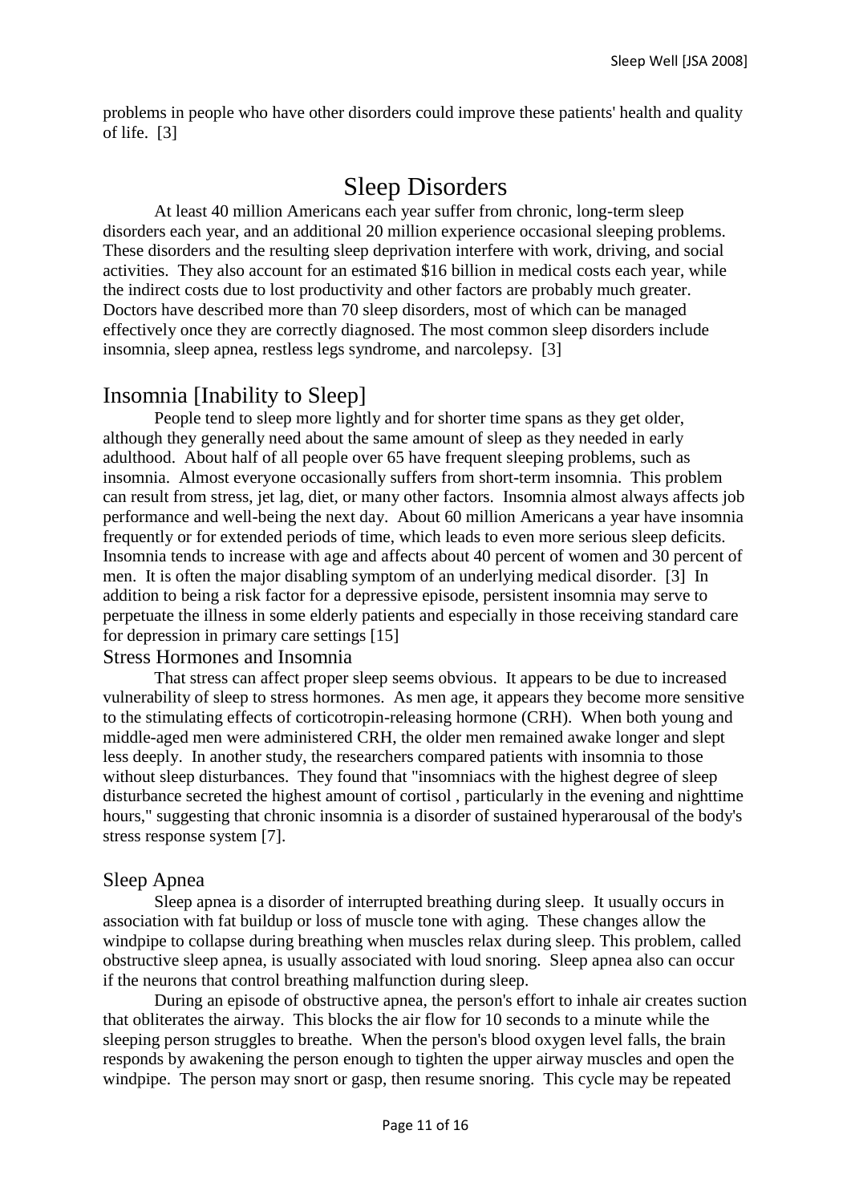problems in people who have other disorders could improve these patients' health and quality of life. [3]

# Sleep Disorders

At least 40 million Americans each year suffer from chronic, long-term sleep disorders each year, and an additional 20 million experience occasional sleeping problems. These disorders and the resulting sleep deprivation interfere with work, driving, and social activities. They also account for an estimated $16 billion in medical costs each year, while the indirect costs due to lost productivity and other factors are probably much greater. Doctors have described more than 70 sleep disorders, most of which can be managed effectively once they are correctly diagnosed. The most common sleep disorders include insomnia, sleep apnea, restless legs syndrome, and narcolepsy. [3]

## Insomnia [Inability to Sleep]

People tend to sleep more lightly and for shorter time spans as they get older, although they generally need about the same amount of sleep as they needed in early adulthood. About half of all people over 65 have frequent sleeping problems, such as insomnia. Almost everyone occasionally suffers from short-term insomnia. This problem can result from stress, jet lag, diet, or many other factors. Insomnia almost always affects job performance and well-being the next day. About 60 million Americans a year have insomnia frequently or for extended periods of time, which leads to even more serious sleep deficits. Insomnia tends to increase with age and affects about 40 percent of women and 30 percent of men. It is often the major disabling symptom of an underlying medical disorder. [3] In addition to being a risk factor for a depressive episode, persistent insomnia may serve to perpetuate the illness in some elderly patients and especially in those receiving standard care for depression in primary care settings [15]

### Stress Hormones and Insomnia

That stress can affect proper sleep seems obvious. It appears to be due to increased vulnerability of sleep to stress hormones. As men age, it appears they become more sensitive to the stimulating effects of corticotropin-releasing hormone (CRH). When both young and middle-aged men were administered CRH, the older men remained awake longer and slept less deeply. In another study, the researchers compared patients with insomnia to those without sleep disturbances. They found that "insomniacs with the highest degree of sleep disturbance secreted the highest amount of cortisol , particularly in the evening and nighttime hours," suggesting that chronic insomnia is a disorder of sustained hyperarousal of the body's stress response system [7].

## Sleep Apnea

Sleep apnea is a disorder of interrupted breathing during sleep. It usually occurs in association with fat buildup or loss of muscle tone with aging. These changes allow the windpipe to collapse during breathing when muscles relax during sleep. This problem, called obstructive sleep apnea, is usually associated with loud snoring. Sleep apnea also can occur if the neurons that control breathing malfunction during sleep.

During an episode of obstructive apnea, the person's effort to inhale air creates suction that obliterates the airway. This blocks the air flow for 10 seconds to a minute while the sleeping person struggles to breathe. When the person's blood oxygen level falls, the brain responds by awakening the person enough to tighten the upper airway muscles and open the windpipe. The person may snort or gasp, then resume snoring. This cycle may be repeated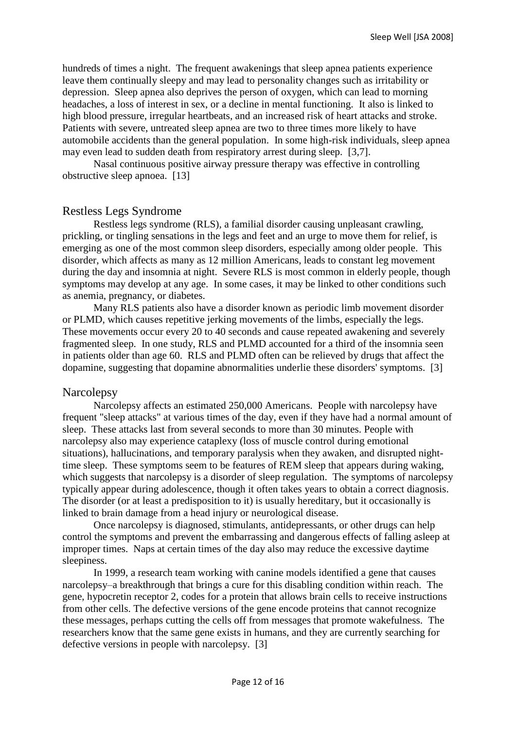hundreds of times a night. The frequent awakenings that sleep apnea patients experience leave them continually sleepy and may lead to personality changes such as irritability or depression. Sleep apnea also deprives the person of oxygen, which can lead to morning headaches, a loss of interest in sex, or a decline in mental functioning. It also is linked to high blood pressure, irregular heartbeats, and an increased risk of heart attacks and stroke. Patients with severe, untreated sleep apnea are two to three times more likely to have automobile accidents than the general population. In some high-risk individuals, sleep apnea may even lead to sudden death from respiratory arrest during sleep. [3,7].

Nasal continuous positive airway pressure therapy was effective in controlling obstructive sleep apnoea. [13]

## Restless Legs Syndrome

Restless legs syndrome (RLS), a familial disorder causing unpleasant crawling, prickling, or tingling sensations in the legs and feet and an urge to move them for relief, is emerging as one of the most common sleep disorders, especially among older people. This disorder, which affects as many as 12 million Americans, leads to constant leg movement during the day and insomnia at night. Severe RLS is most common in elderly people, though symptoms may develop at any age. In some cases, it may be linked to other conditions such as anemia, pregnancy, or diabetes.

Many RLS patients also have a disorder known as periodic limb movement disorder or PLMD, which causes repetitive jerking movements of the limbs, especially the legs. These movements occur every 20 to 40 seconds and cause repeated awakening and severely fragmented sleep. In one study, RLS and PLMD accounted for a third of the insomnia seen in patients older than age 60. RLS and PLMD often can be relieved by drugs that affect the dopamine, suggesting that dopamine abnormalities underlie these disorders' symptoms. [3]

## Narcolepsy

Narcolepsy affects an estimated 250,000 Americans. People with narcolepsy have frequent "sleep attacks" at various times of the day, even if they have had a normal amount of sleep. These attacks last from several seconds to more than 30 minutes. People with narcolepsy also may experience cataplexy (loss of muscle control during emotional situations), hallucinations, and temporary paralysis when they awaken, and disrupted night-time sleep. These symptoms seem to be features of REM sleep that appears during waking, which suggests that narcolepsy is a disorder of sleep regulation. The symptoms of narcolepsy typically appear during adolescence, though it often takes years to obtain a correct diagnosis. The disorder (or at least a predisposition to it) is usually hereditary, but it occasionally is linked to brain damage from a head injury or neurological disease.

Once narcolepsy is diagnosed, stimulants, antidepressants, or other drugs can help control the symptoms and prevent the embarrassing and dangerous effects of falling asleep at improper times. Naps at certain times of the day also may reduce the excessive daytime sleepiness.

In 1999, a research team working with canine models identified a gene that causes narcolepsy–a breakthrough that brings a cure for this disabling condition within reach. The gene, hypocretin receptor 2, codes for a protein that allows brain cells to receive instructions from other cells. The defective versions of the gene encode proteins that cannot recognize these messages, perhaps cutting the cells off from messages that promote wakefulness. The researchers know that the same gene exists in humans, and they are currently searching for defective versions in people with narcolepsy. [3]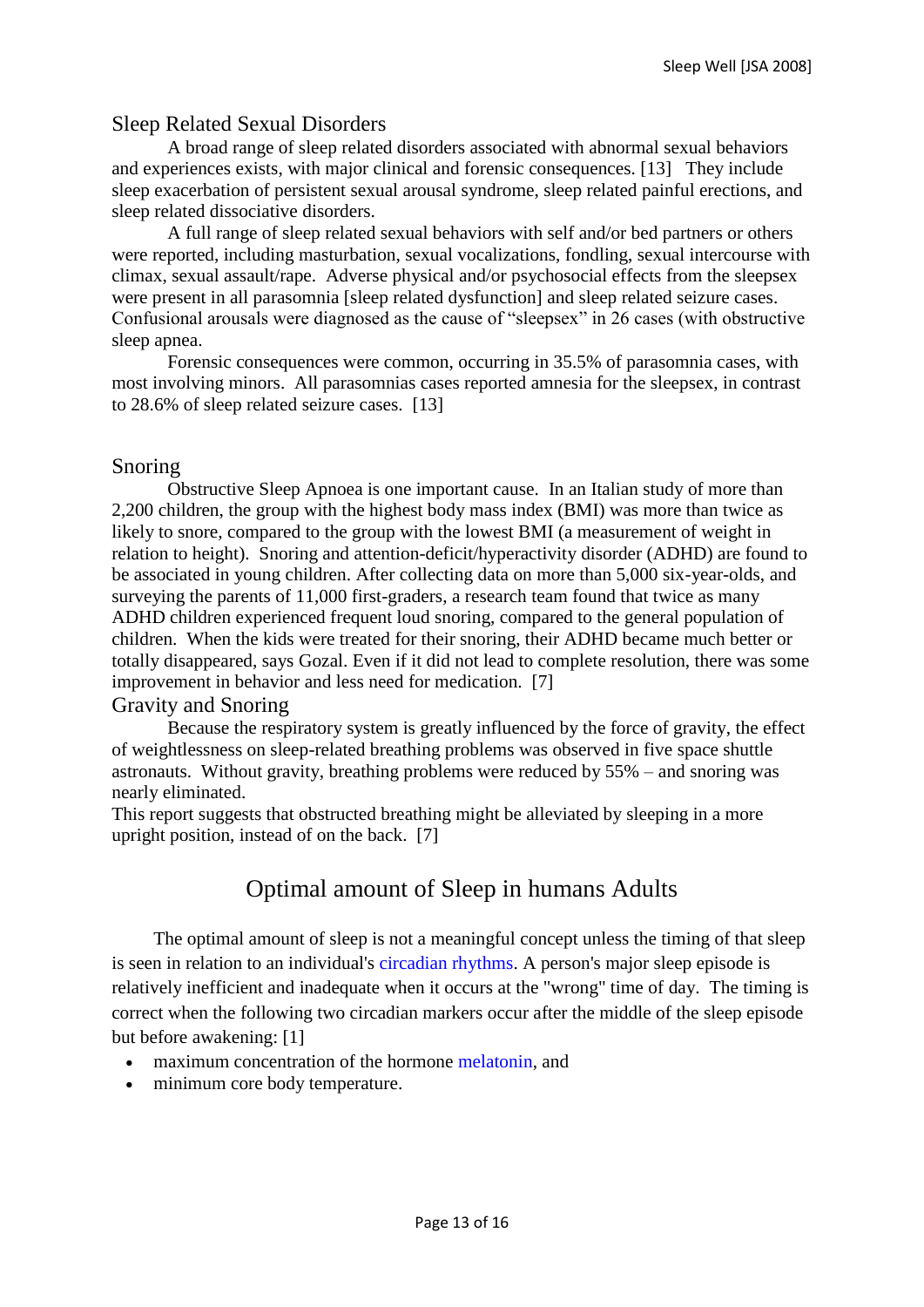## Sleep Related Sexual Disorders

A broad range of sleep related disorders associated with abnormal sexual behaviors and experiences exists, with major clinical and forensic consequences. [13] They include sleep exacerbation of persistent sexual arousal syndrome, sleep related painful erections, and sleep related dissociative disorders.

A full range of sleep related sexual behaviors with self and/or bed partners or others were reported, including masturbation, sexual vocalizations, fondling, sexual intercourse with climax, sexual assault/rape. Adverse physical and/or psychosocial effects from the sleepsex were present in all parasomnia [sleep related dysfunction] and sleep related seizure cases. Confusional arousals were diagnosed as the cause of "sleepsex" in 26 cases (with obstructive sleep apnea.

Forensic consequences were common, occurring in 35.5% of parasomnia cases, with most involving minors. All parasomnias cases reported amnesia for the sleepsex, in contrast to 28.6% of sleep related seizure cases. [13]

## Snoring

Obstructive Sleep Apnoea is one important cause. In an Italian study of more than 2,200 children, the group with the highest body mass index (BMI) was more than twice as likely to snore, compared to the group with the lowest BMI (a measurement of weight in relation to height). Snoring and attention-deficit/hyperactivity disorder (ADHD) are found to be associated in young children. After collecting data on more than 5,000 six-year-olds, and surveying the parents of 11,000 first-graders, a research team found that twice as many ADHD children experienced frequent loud snoring, compared to the general population of children. When the kids were treated for their snoring, their ADHD became much better or totally disappeared, says Gozal. Even if it did not lead to complete resolution, there was some improvement in behavior and less need for medication. [7]

## Gravity and Snoring

Because the respiratory system is greatly influenced by the force of gravity, the effect of weightlessness on sleep-related breathing problems was observed in five space shuttle astronauts. Without gravity, breathing problems were reduced by 55% – and snoring was nearly eliminated.

This report suggests that obstructed breathing might be alleviated by sleeping in a more upright position, instead of on the back. [7]

# Optimal amount of Sleep in humans Adults

The optimal amount of sleep is not a meaningful concept unless the timing of that sleep is seen in relation to an individual's circadian rhythms. A person's major sleep episode is relatively inefficient and inadequate when it occurs at the "wrong" time of day. The timing is correct when the following two circadian markers occur after the middle of the sleep episode but before awakening: [1]

- maximum concentration of the hormone melatonin, and
- minimum core body temperature.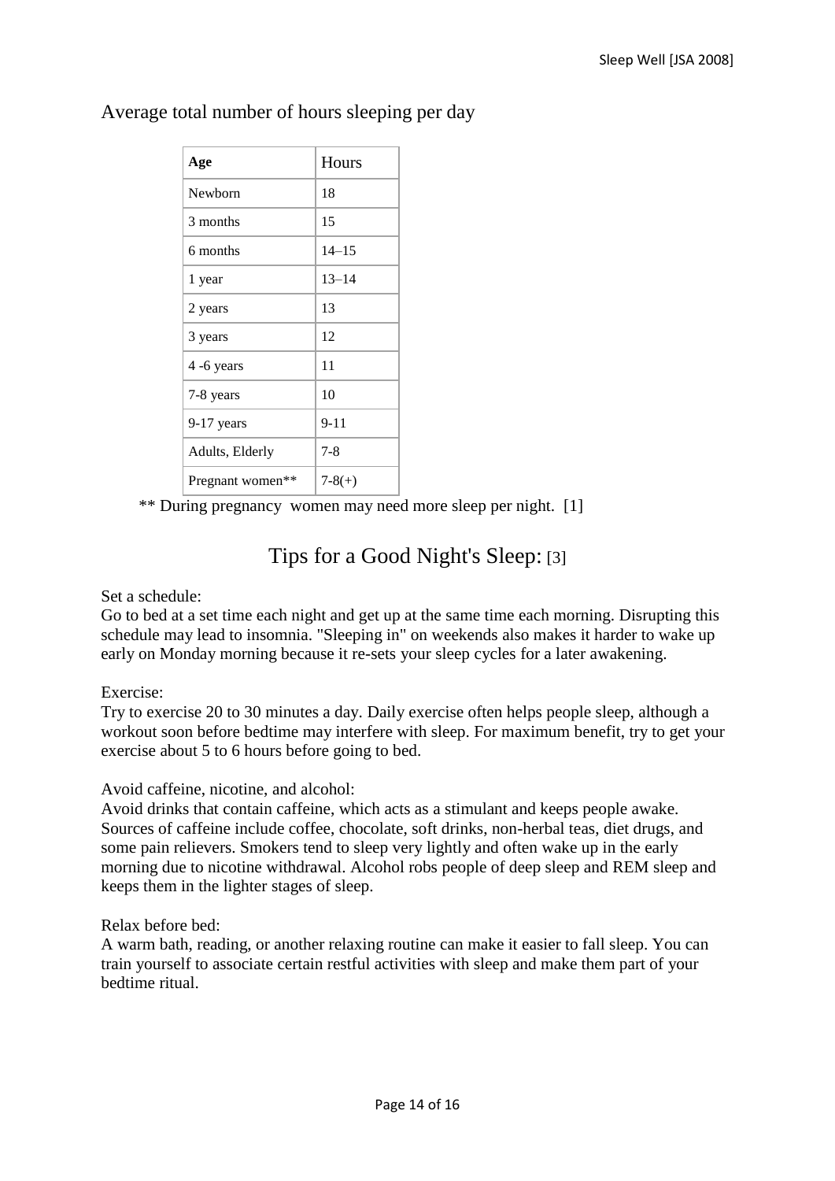## Average total number of hours sleeping per day

| **Age** | Hours |
|---|---|
| Newborn | 18 |
| 3 months | 15 |
| 6 months | 14–15 |
| 1 year | 13–14 |
| 2 years | 13 |
| 3 years | 12 |
| 4 -6 years | 11 |
| 7-8 years | 10 |
| 9-17 years | 9-11 |
| Adults, Elderly | 7-8 |
| Pregnant women** | 7-8(+) |

** During pregnancy women may need more sleep per night. [1]

## Tips for a Good Night's Sleep: [3]

Set a schedule:
Go to bed at a set time each night and get up at the same time each morning. Disrupting this schedule may lead to insomnia. "Sleeping in" on weekends also makes it harder to wake up early on Monday morning because it re-sets your sleep cycles for a later awakening.

Exercise:
Try to exercise 20 to 30 minutes a day. Daily exercise often helps people sleep, although a workout soon before bedtime may interfere with sleep. For maximum benefit, try to get your exercise about 5 to 6 hours before going to bed.

Avoid caffeine, nicotine, and alcohol:
Avoid drinks that contain caffeine, which acts as a stimulant and keeps people awake. Sources of caffeine include coffee, chocolate, soft drinks, non-herbal teas, diet drugs, and some pain relievers. Smokers tend to sleep very lightly and often wake up in the early morning due to nicotine withdrawal. Alcohol robs people of deep sleep and REM sleep and keeps them in the lighter stages of sleep.

Relax before bed:
A warm bath, reading, or another relaxing routine can make it easier to fall sleep. You can train yourself to associate certain restful activities with sleep and make them part of your bedtime ritual.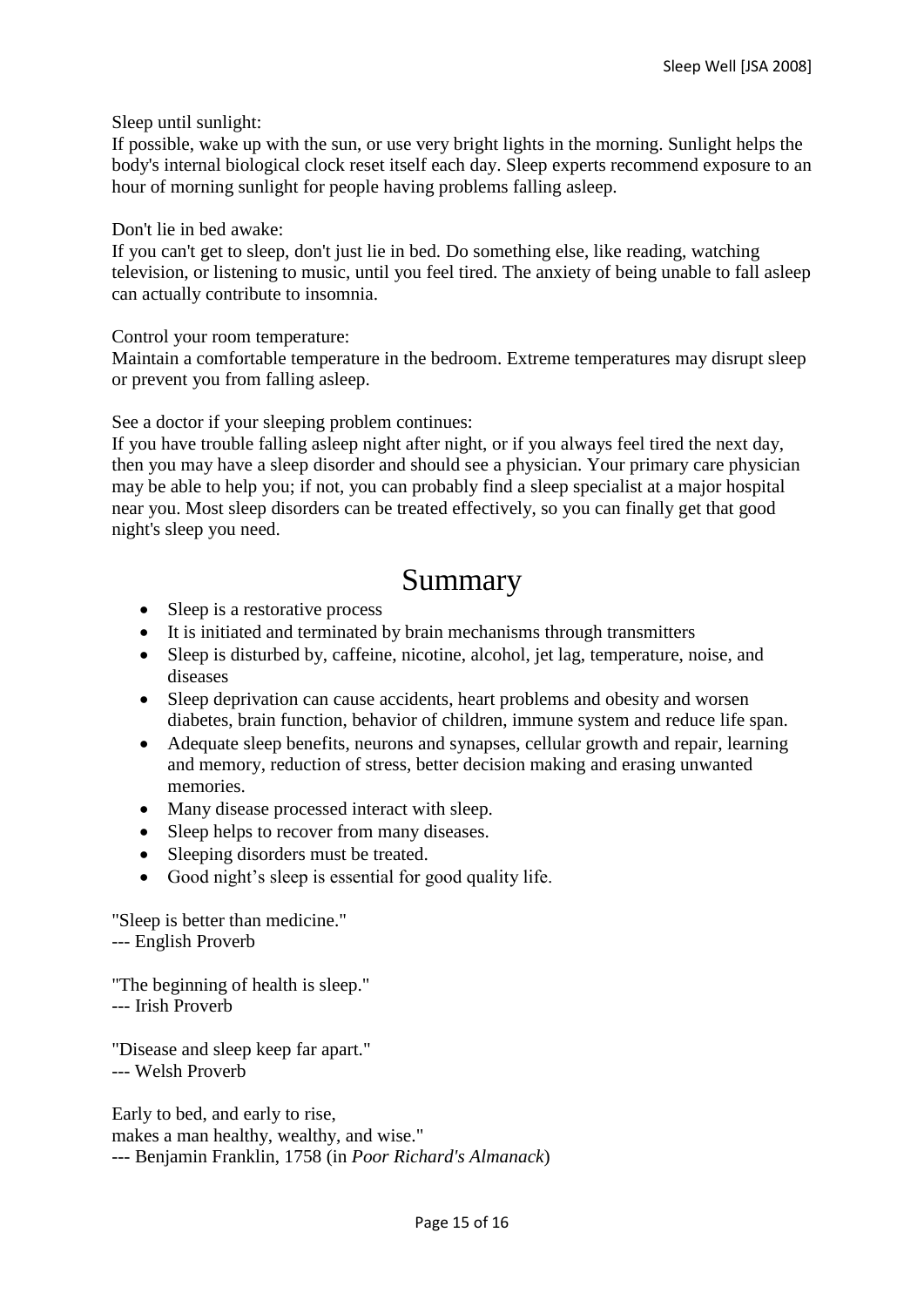Sleep until sunlight:
If possible, wake up with the sun, or use very bright lights in the morning. Sunlight helps the body's internal biological clock reset itself each day. Sleep experts recommend exposure to an hour of morning sunlight for people having problems falling asleep.

Don't lie in bed awake:
If you can't get to sleep, don't just lie in bed. Do something else, like reading, watching television, or listening to music, until you feel tired. The anxiety of being unable to fall asleep can actually contribute to insomnia.

Control your room temperature:
Maintain a comfortable temperature in the bedroom. Extreme temperatures may disrupt sleep or prevent you from falling asleep.

See a doctor if your sleeping problem continues:
If you have trouble falling asleep night after night, or if you always feel tired the next day, then you may have a sleep disorder and should see a physician. Your primary care physician may be able to help you; if not, you can probably find a sleep specialist at a major hospital near you. Most sleep disorders can be treated effectively, so you can finally get that good night's sleep you need.

# Summary

- Sleep is a restorative process
- It is initiated and terminated by brain mechanisms through transmitters
- Sleep is disturbed by, caffeine, nicotine, alcohol, jet lag, temperature, noise, and diseases
- Sleep deprivation can cause accidents, heart problems and obesity and worsen diabetes, brain function, behavior of children, immune system and reduce life span.
- Adequate sleep benefits, neurons and synapses, cellular growth and repair, learning and memory, reduction of stress, better decision making and erasing unwanted memories.
- Many disease processed interact with sleep.
- Sleep helps to recover from many diseases.
- Sleeping disorders must be treated.
- Good night's sleep is essential for good quality life.

"Sleep is better than medicine."
--- English Proverb

"The beginning of health is sleep."
--- Irish Proverb

"Disease and sleep keep far apart."
--- Welsh Proverb

Early to bed, and early to rise,
makes a man healthy, wealthy, and wise."
--- Benjamin Franklin, 1758 (in *Poor Richard's Almanack*)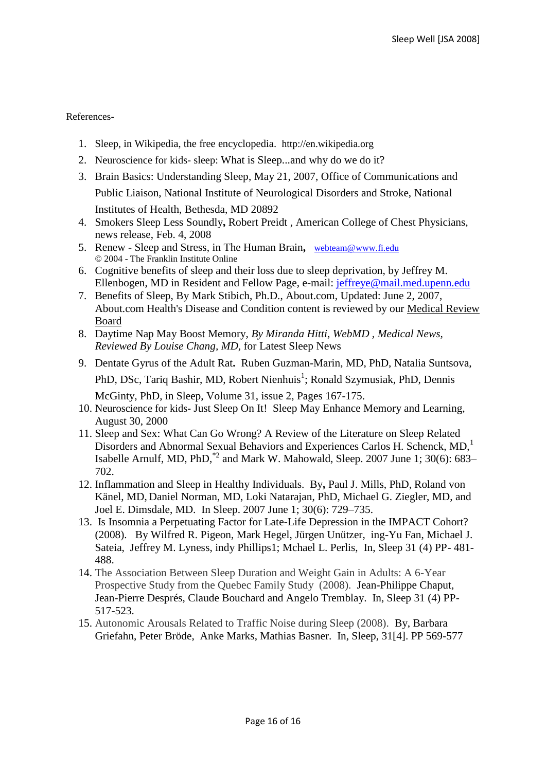References-

1. Sleep, in Wikipedia, the free encyclopedia. http://en.wikipedia.org
2. Neuroscience for kids- sleep: What is Sleep...and why do we do it?
3. Brain Basics: Understanding Sleep, May 21, 2007, Office of Communications and Public Liaison, National Institute of Neurological Disorders and Stroke, National Institutes of Health, Bethesda, MD 20892
4. Smokers Sleep Less Soundly**,** Robert Preidt , American College of Chest Physicians, news release, Feb. 4, 2008
5. Renew - Sleep and Stress, in The Human Brain**,** webteam@www.fi.edu
   © 2004 - The Franklin Institute Online
6. Cognitive benefits of sleep and their loss due to sleep deprivation, by Jeffrey M. Ellenbogen, MD in Resident and Fellow Page, e-mail: jeffreye@mail.med.upenn.edu
7. Benefits of Sleep, By Mark Stibich, Ph.D., About.com, Updated: June 2, 2007, About.com Health's Disease and Condition content is reviewed by our Medical Review Board
8. Daytime Nap May Boost Memory, *By Miranda Hitti, WebMD , Medical News, Reviewed By Louise Chang, MD*, for Latest Sleep News
9. Dentate Gyrus of the Adult Rat**.** Ruben Guzman-Marin, MD, PhD, Natalia Suntsova, PhD, DSc, Tariq Bashir, MD, Robert Nienhuis[1]; Ronald Szymusiak, PhD, Dennis McGinty, PhD, in Sleep, Volume 31, issue 2, Pages 167-175.
10. Neuroscience for kids- Just Sleep On It! Sleep May Enhance Memory and Learning, August 30, 2000
11. Sleep and Sex: What Can Go Wrong? A Review of the Literature on Sleep Related Disorders and Abnormal Sexual Behaviors and Experiences Carlos H. Schenck, MD,[1] Isabelle Arnulf, MD, PhD,[*2] and Mark W. Mahowald, Sleep. 2007 June 1; 30(6): 683–702.
12. Inflammation and Sleep in Healthy Individuals. By**,** Paul J. Mills, PhD, Roland von Känel, MD, Daniel Norman, MD, Loki Natarajan, PhD, Michael G. Ziegler, MD, and Joel E. Dimsdale, MD. In Sleep. 2007 June 1; 30(6): 729–735.
13. Is Insomnia a Perpetuating Factor for Late-Life Depression in the IMPACT Cohort? (2008). By Wilfred R. Pigeon, Mark Hegel, Jürgen Unützer, ing-Yu Fan, Michael J. Sateia, Jeffrey M. Lyness, indy Phillips1; Mchael L. Perlis, In, Sleep 31 (4) PP- 481-488.
14. The Association Between Sleep Duration and Weight Gain in Adults: A 6-Year Prospective Study from the Quebec Family Study (2008). Jean-Philippe Chaput, Jean-Pierre Després, Claude Bouchard and Angelo Tremblay. In, Sleep 31 (4) PP-517-523.
15. Autonomic Arousals Related to Traffic Noise during Sleep (2008). By, Barbara Griefahn, Peter Bröde, Anke Marks, Mathias Basner. In, Sleep, 31[4]. PP 569-577